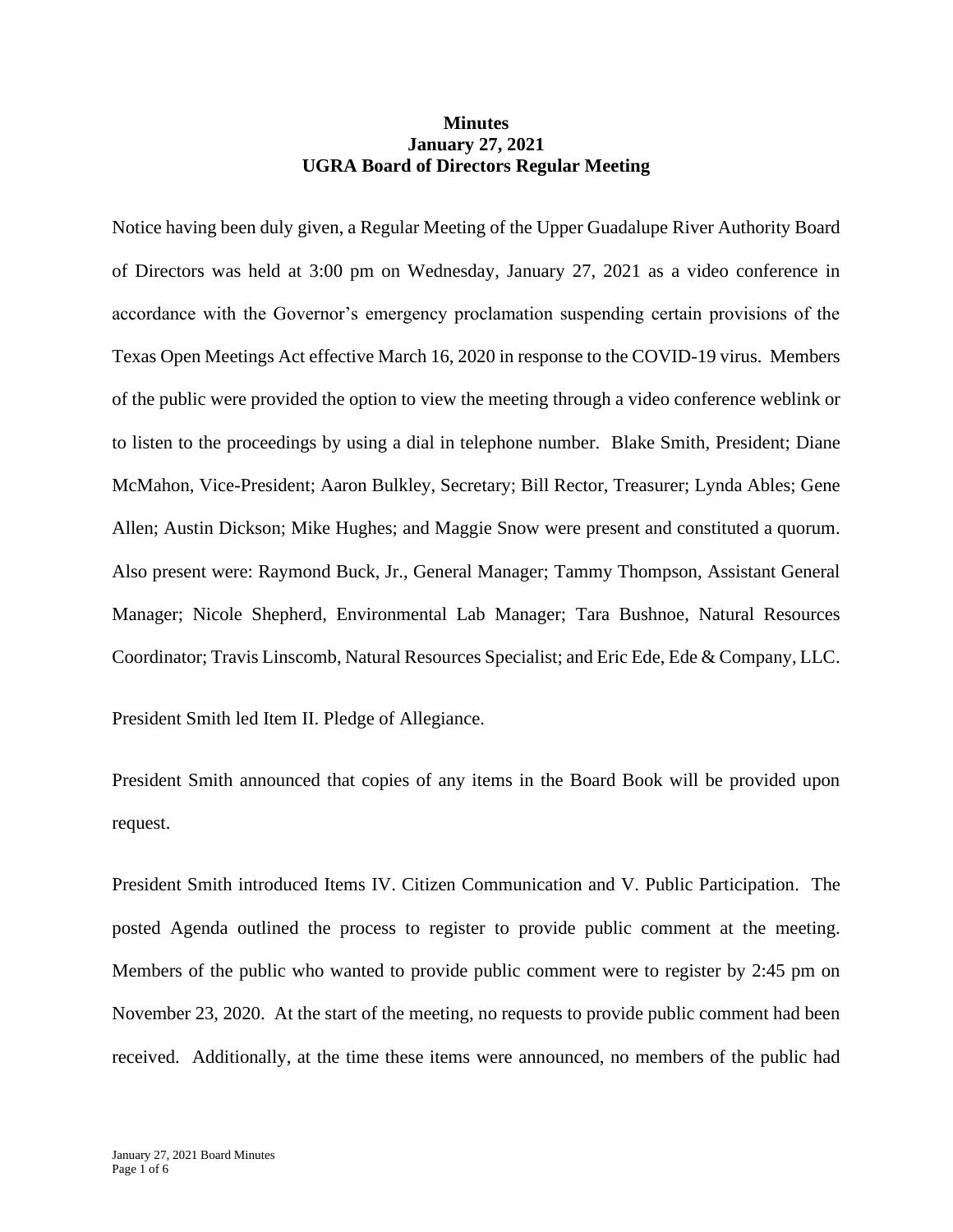**Minutes**
**January 27, 2021**
**UGRA Board of Directors Regular Meeting**

Notice having been duly given, a Regular Meeting of the Upper Guadalupe River Authority Board of Directors was held at 3:00 pm on Wednesday, January 27, 2021 as a video conference in accordance with the Governor's emergency proclamation suspending certain provisions of the Texas Open Meetings Act effective March 16, 2020 in response to the COVID-19 virus. Members of the public were provided the option to view the meeting through a video conference weblink or to listen to the proceedings by using a dial in telephone number. Blake Smith, President; Diane McMahon, Vice-President; Aaron Bulkley, Secretary; Bill Rector, Treasurer; Lynda Ables; Gene Allen; Austin Dickson; Mike Hughes; and Maggie Snow were present and constituted a quorum. Also present were: Raymond Buck, Jr., General Manager; Tammy Thompson, Assistant General Manager; Nicole Shepherd, Environmental Lab Manager; Tara Bushnoe, Natural Resources Coordinator; Travis Linscomb, Natural Resources Specialist; and Eric Ede, Ede & Company, LLC.

President Smith led Item II. Pledge of Allegiance.

President Smith announced that copies of any items in the Board Book will be provided upon request.

President Smith introduced Items IV. Citizen Communication and V. Public Participation. The posted Agenda outlined the process to register to provide public comment at the meeting. Members of the public who wanted to provide public comment were to register by 2:45 pm on November 23, 2020. At the start of the meeting, no requests to provide public comment had been received. Additionally, at the time these items were announced, no members of the public had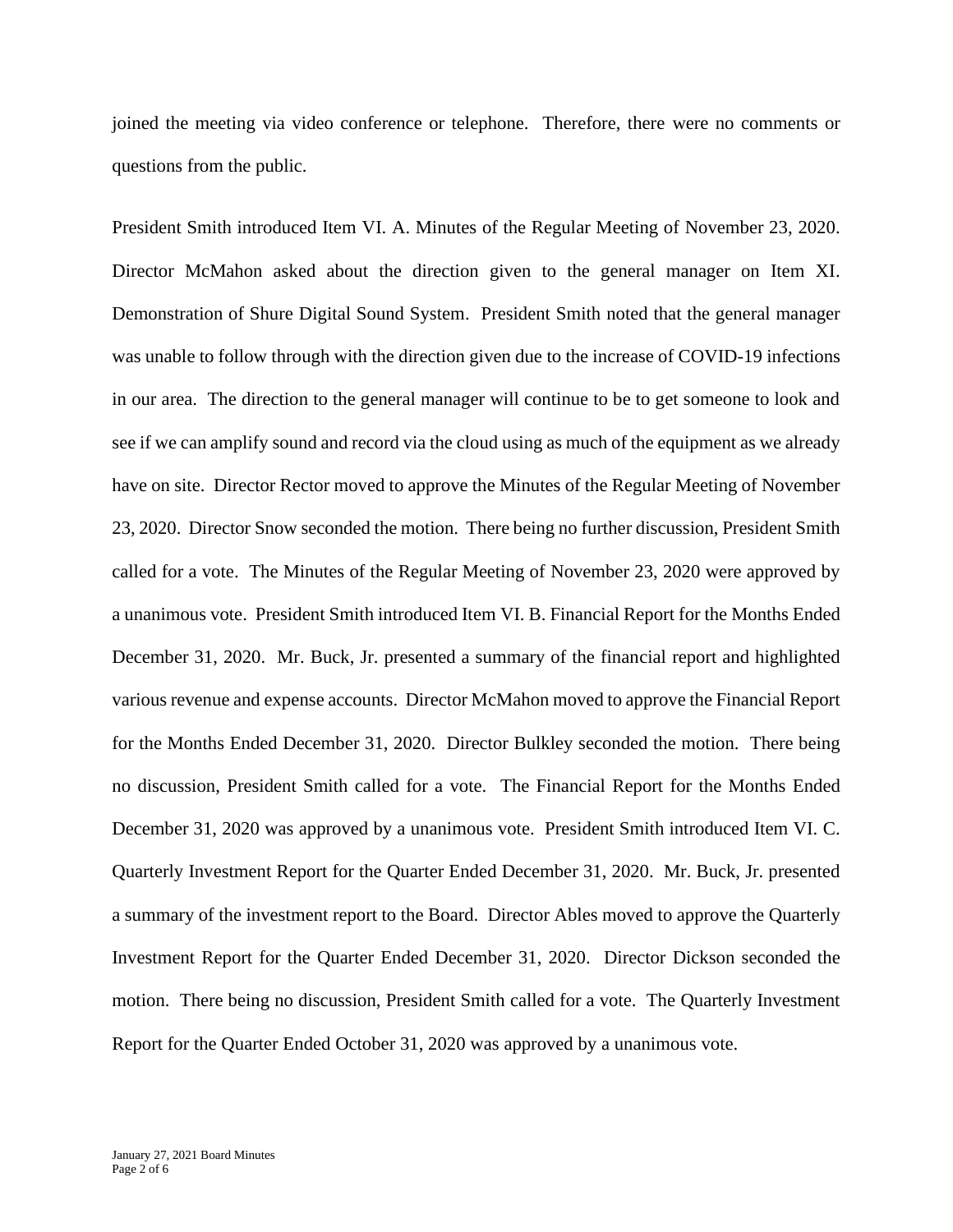joined the meeting via video conference or telephone. Therefore, there were no comments or questions from the public.

President Smith introduced Item VI. A. Minutes of the Regular Meeting of November 23, 2020. Director McMahon asked about the direction given to the general manager on Item XI. Demonstration of Shure Digital Sound System. President Smith noted that the general manager was unable to follow through with the direction given due to the increase of COVID-19 infections in our area. The direction to the general manager will continue to be to get someone to look and see if we can amplify sound and record via the cloud using as much of the equipment as we already have on site. Director Rector moved to approve the Minutes of the Regular Meeting of November 23, 2020. Director Snow seconded the motion. There being no further discussion, President Smith called for a vote. The Minutes of the Regular Meeting of November 23, 2020 were approved by a unanimous vote. President Smith introduced Item VI. B. Financial Report for the Months Ended December 31, 2020. Mr. Buck, Jr. presented a summary of the financial report and highlighted various revenue and expense accounts. Director McMahon moved to approve the Financial Report for the Months Ended December 31, 2020. Director Bulkley seconded the motion. There being no discussion, President Smith called for a vote. The Financial Report for the Months Ended December 31, 2020 was approved by a unanimous vote. President Smith introduced Item VI. C. Quarterly Investment Report for the Quarter Ended December 31, 2020. Mr. Buck, Jr. presented a summary of the investment report to the Board. Director Ables moved to approve the Quarterly Investment Report for the Quarter Ended December 31, 2020. Director Dickson seconded the motion. There being no discussion, President Smith called for a vote. The Quarterly Investment Report for the Quarter Ended October 31, 2020 was approved by a unanimous vote.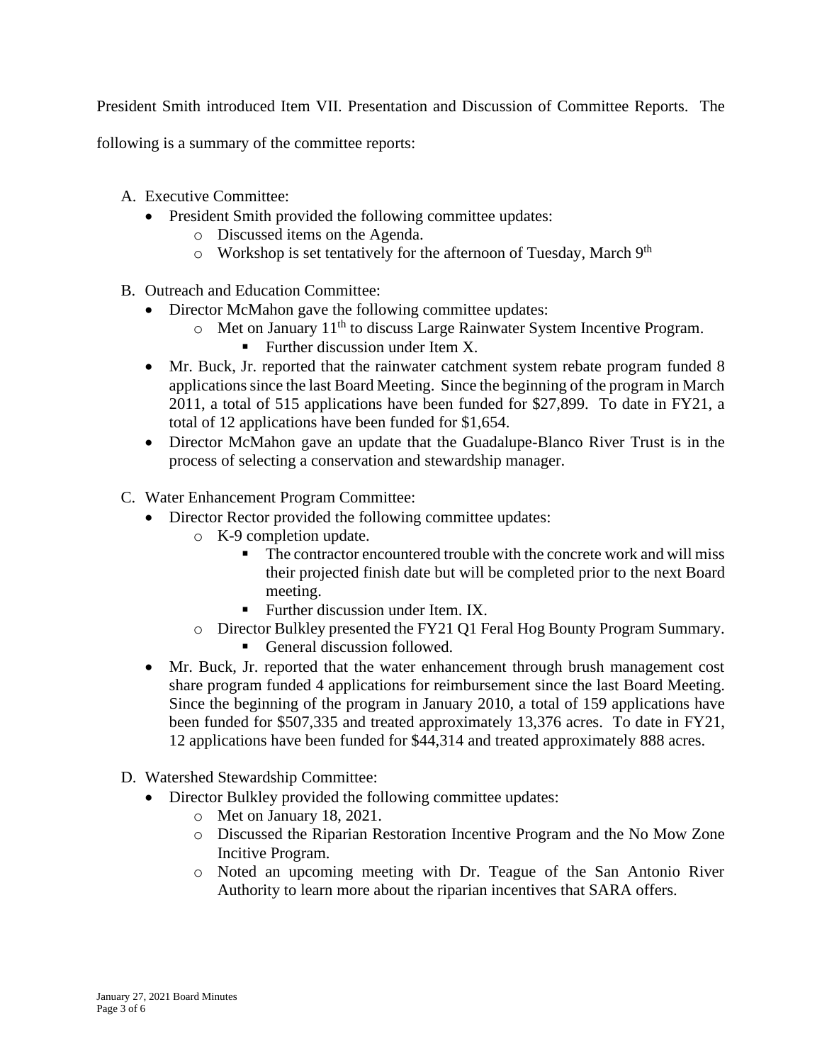President Smith introduced Item VII. Presentation and Discussion of Committee Reports. The following is a summary of the committee reports:

A. Executive Committee:
   - President Smith provided the following committee updates:
     - Discussed items on the Agenda.
     - Workshop is set tentatively for the afternoon of Tuesday, March 9th

B. Outreach and Education Committee:
   - Director McMahon gave the following committee updates:
     - Met on January 11th to discuss Large Rainwater System Incentive Program.
       - Further discussion under Item X.
   - Mr. Buck, Jr. reported that the rainwater catchment system rebate program funded 8 applications since the last Board Meeting. Since the beginning of the program in March 2011, a total of 515 applications have been funded for $27,899. To date in FY21, a total of 12 applications have been funded for $1,654.
   - Director McMahon gave an update that the Guadalupe-Blanco River Trust is in the process of selecting a conservation and stewardship manager.

C. Water Enhancement Program Committee:
   - Director Rector provided the following committee updates:
     - K-9 completion update.
       - The contractor encountered trouble with the concrete work and will miss their projected finish date but will be completed prior to the next Board meeting.
       - Further discussion under Item. IX.
     - Director Bulkley presented the FY21 Q1 Feral Hog Bounty Program Summary.
       - General discussion followed.
   - Mr. Buck, Jr. reported that the water enhancement through brush management cost share program funded 4 applications for reimbursement since the last Board Meeting. Since the beginning of the program in January 2010, a total of 159 applications have been funded for $507,335 and treated approximately 13,376 acres. To date in FY21, 12 applications have been funded for $44,314 and treated approximately 888 acres.

D. Watershed Stewardship Committee:
   - Director Bulkley provided the following committee updates:
     - Met on January 18, 2021.
     - Discussed the Riparian Restoration Incentive Program and the No Mow Zone Incitive Program.
     - Noted an upcoming meeting with Dr. Teague of the San Antonio River Authority to learn more about the riparian incentives that SARA offers.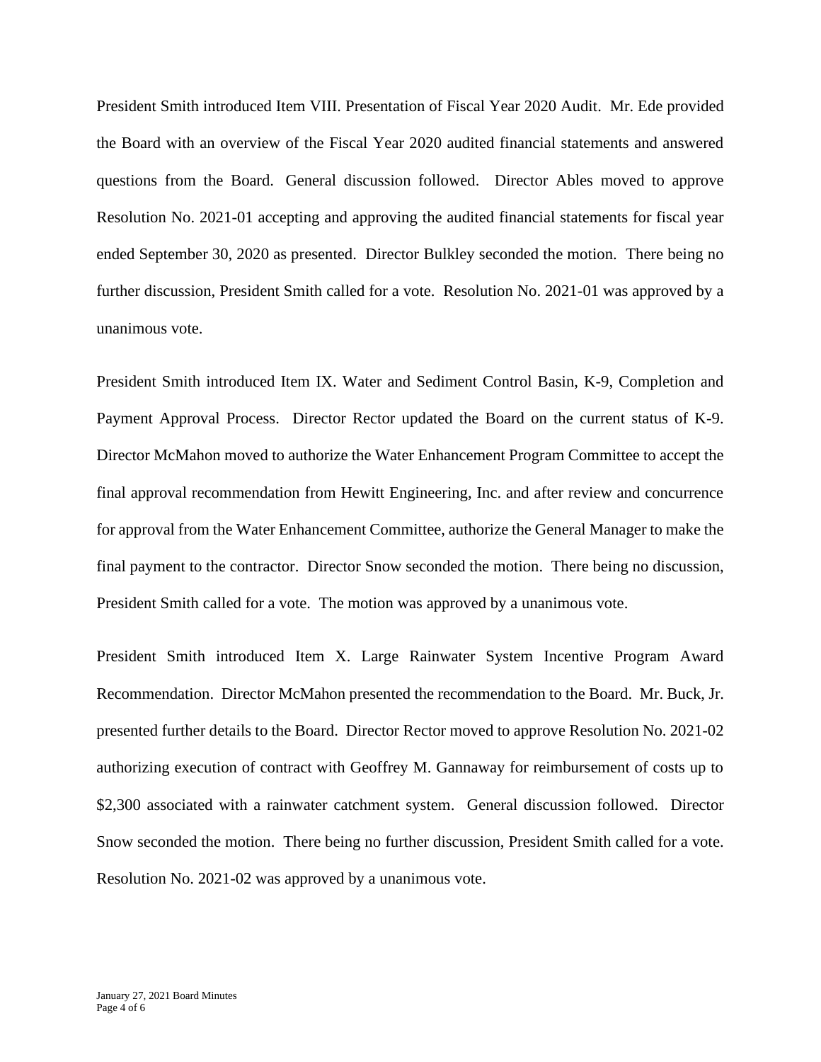President Smith introduced Item VIII. Presentation of Fiscal Year 2020 Audit. Mr. Ede provided the Board with an overview of the Fiscal Year 2020 audited financial statements and answered questions from the Board. General discussion followed. Director Ables moved to approve Resolution No. 2021-01 accepting and approving the audited financial statements for fiscal year ended September 30, 2020 as presented. Director Bulkley seconded the motion. There being no further discussion, President Smith called for a vote. Resolution No. 2021-01 was approved by a unanimous vote.

President Smith introduced Item IX. Water and Sediment Control Basin, K-9, Completion and Payment Approval Process. Director Rector updated the Board on the current status of K-9. Director McMahon moved to authorize the Water Enhancement Program Committee to accept the final approval recommendation from Hewitt Engineering, Inc. and after review and concurrence for approval from the Water Enhancement Committee, authorize the General Manager to make the final payment to the contractor. Director Snow seconded the motion. There being no discussion, President Smith called for a vote. The motion was approved by a unanimous vote.

President Smith introduced Item X. Large Rainwater System Incentive Program Award Recommendation. Director McMahon presented the recommendation to the Board. Mr. Buck, Jr. presented further details to the Board. Director Rector moved to approve Resolution No. 2021-02 authorizing execution of contract with Geoffrey M. Gannaway for reimbursement of costs up to $2,300 associated with a rainwater catchment system. General discussion followed. Director Snow seconded the motion. There being no further discussion, President Smith called for a vote. Resolution No. 2021-02 was approved by a unanimous vote.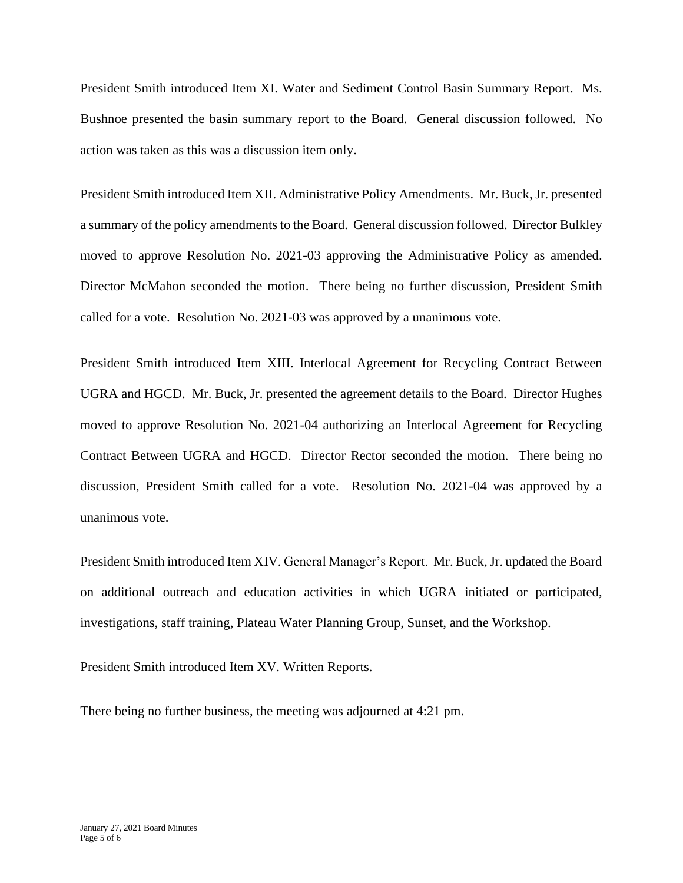President Smith introduced Item XI. Water and Sediment Control Basin Summary Report. Ms. Bushnoe presented the basin summary report to the Board. General discussion followed. No action was taken as this was a discussion item only.

President Smith introduced Item XII. Administrative Policy Amendments. Mr. Buck, Jr. presented a summary of the policy amendments to the Board. General discussion followed. Director Bulkley moved to approve Resolution No. 2021-03 approving the Administrative Policy as amended. Director McMahon seconded the motion. There being no further discussion, President Smith called for a vote. Resolution No. 2021-03 was approved by a unanimous vote.

President Smith introduced Item XIII. Interlocal Agreement for Recycling Contract Between UGRA and HGCD. Mr. Buck, Jr. presented the agreement details to the Board. Director Hughes moved to approve Resolution No. 2021-04 authorizing an Interlocal Agreement for Recycling Contract Between UGRA and HGCD. Director Rector seconded the motion. There being no discussion, President Smith called for a vote. Resolution No. 2021-04 was approved by a unanimous vote.

President Smith introduced Item XIV. General Manager's Report. Mr. Buck, Jr. updated the Board on additional outreach and education activities in which UGRA initiated or participated, investigations, staff training, Plateau Water Planning Group, Sunset, and the Workshop.

President Smith introduced Item XV. Written Reports.

There being no further business, the meeting was adjourned at 4:21 pm.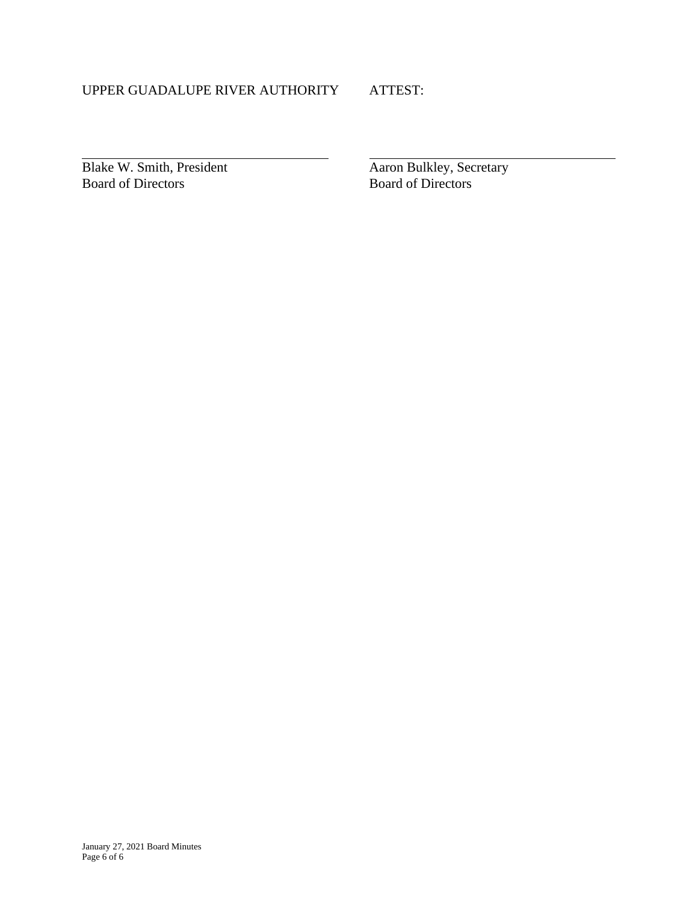UPPER GUADALUPE RIVER AUTHORITY ATTEST:

| | |
|---|---|
| \_\_\_\_\_\_\_\_\_\_\_\_\_\_\_\_\_\_\_\_\_\_\_\_\_\_\_\_\_\_\_\_ | \_\_\_\_\_\_\_\_\_\_\_\_\_\_\_\_\_\_\_\_\_\_\_\_\_\_\_\_\_\_\_\_ |
| Blake W. Smith, President | Aaron Bulkley, Secretary |
| Board of Directors | Board of Directors |